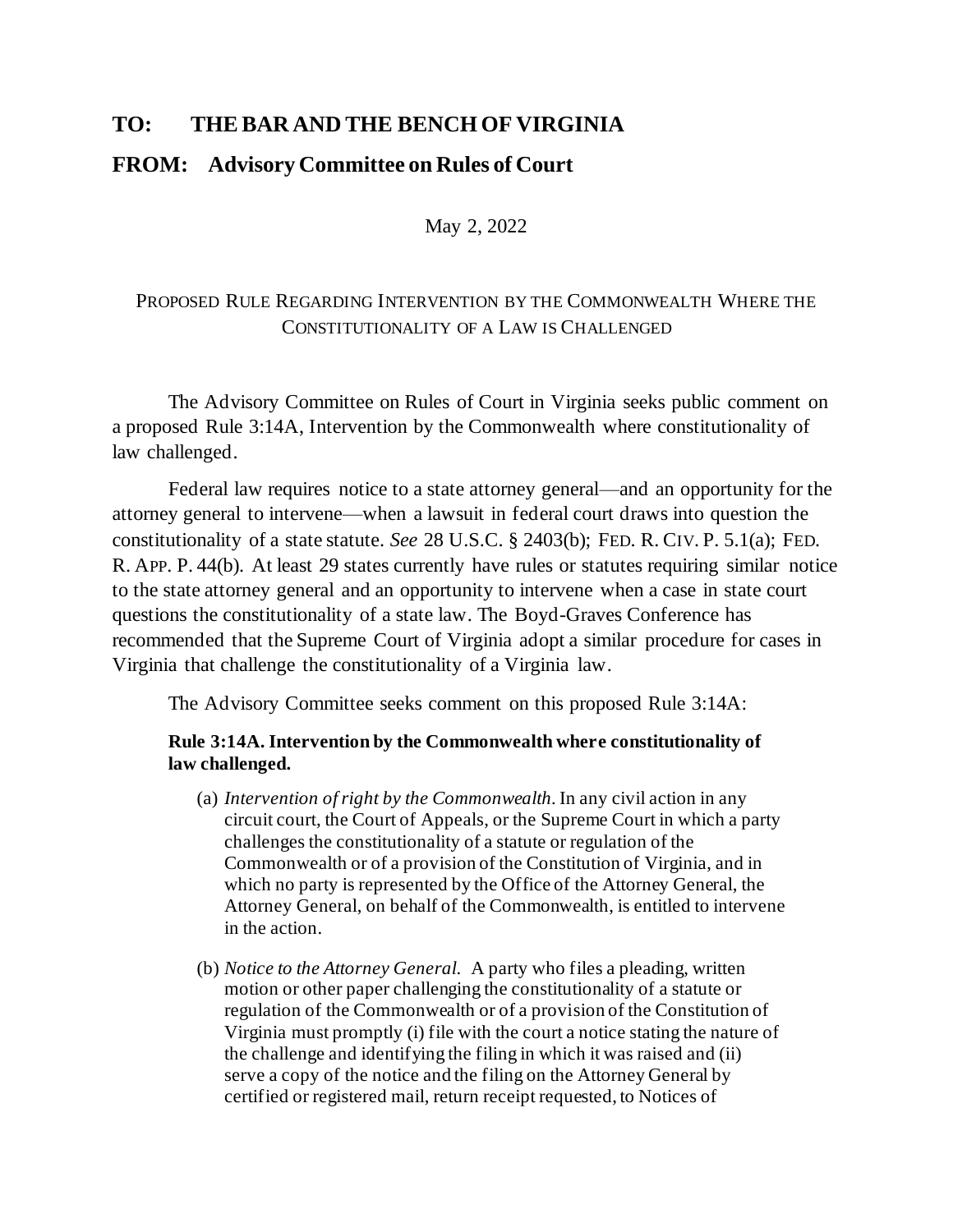**TO: THE BAR AND THE BENCH OF VIRGINIA**

**FROM: Advisory Committee on Rules of Court**

May 2, 2022

PROPOSED RULE REGARDING INTERVENTION BY THE COMMONWEALTH WHERE THE CONSTITUTIONALITY OF A LAW IS CHALLENGED

The Advisory Committee on Rules of Court in Virginia seeks public comment on a proposed Rule 3:14A, Intervention by the Commonwealth where constitutionality of law challenged.

Federal law requires notice to a state attorney general—and an opportunity for the attorney general to intervene—when a lawsuit in federal court draws into question the constitutionality of a state statute. *See* 28 U.S.C. § 2403(b); FED. R. CIV. P. 5.1(a); FED. R. APP. P. 44(b). At least 29 states currently have rules or statutes requiring similar notice to the state attorney general and an opportunity to intervene when a case in state court questions the constitutionality of a state law. The Boyd-Graves Conference has recommended that the Supreme Court of Virginia adopt a similar procedure for cases in Virginia that challenge the constitutionality of a Virginia law.

The Advisory Committee seeks comment on this proposed Rule 3:14A:

**Rule 3:14A. Intervention by the Commonwealth where constitutionality of law challenged.**

(a) *Intervention of right by the Commonwealth.* In any civil action in any circuit court, the Court of Appeals, or the Supreme Court in which a party challenges the constitutionality of a statute or regulation of the Commonwealth or of a provision of the Constitution of Virginia, and in which no party is represented by the Office of the Attorney General, the Attorney General, on behalf of the Commonwealth, is entitled to intervene in the action.

(b) *Notice to the Attorney General.* A party who files a pleading, written motion or other paper challenging the constitutionality of a statute or regulation of the Commonwealth or of a provision of the Constitution of Virginia must promptly (i) file with the court a notice stating the nature of the challenge and identifying the filing in which it was raised and (ii) serve a copy of the notice and the filing on the Attorney General by certified or registered mail, return receipt requested, to Notices of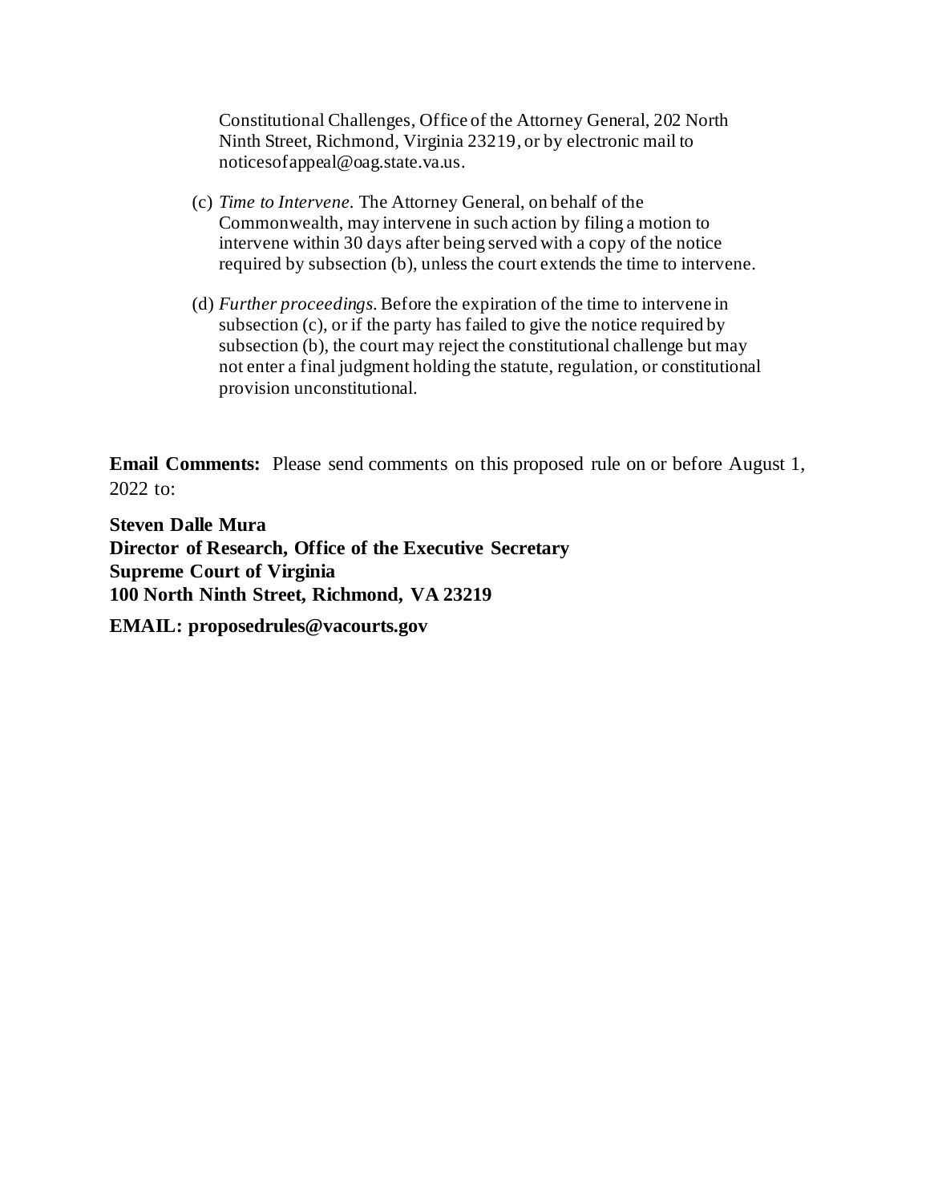Constitutional Challenges, Office of the Attorney General, 202 North Ninth Street, Richmond, Virginia 23219, or by electronic mail to noticesofappeal@oag.state.va.us.

(c) *Time to Intervene.* The Attorney General, on behalf of the Commonwealth, may intervene in such action by filing a motion to intervene within 30 days after being served with a copy of the notice required by subsection (b), unless the court extends the time to intervene.

(d) *Further proceedings.* Before the expiration of the time to intervene in subsection (c), or if the party has failed to give the notice required by subsection (b), the court may reject the constitutional challenge but may not enter a final judgment holding the statute, regulation, or constitutional provision unconstitutional.

**Email Comments:** Please send comments on this proposed rule on or before August 1, 2022 to:

**Steven Dalle Mura**
**Director of Research, Office of the Executive Secretary**
**Supreme Court of Virginia**
**100 North Ninth Street, Richmond, VA 23219**

**EMAIL: proposedrules@vacourts.gov**